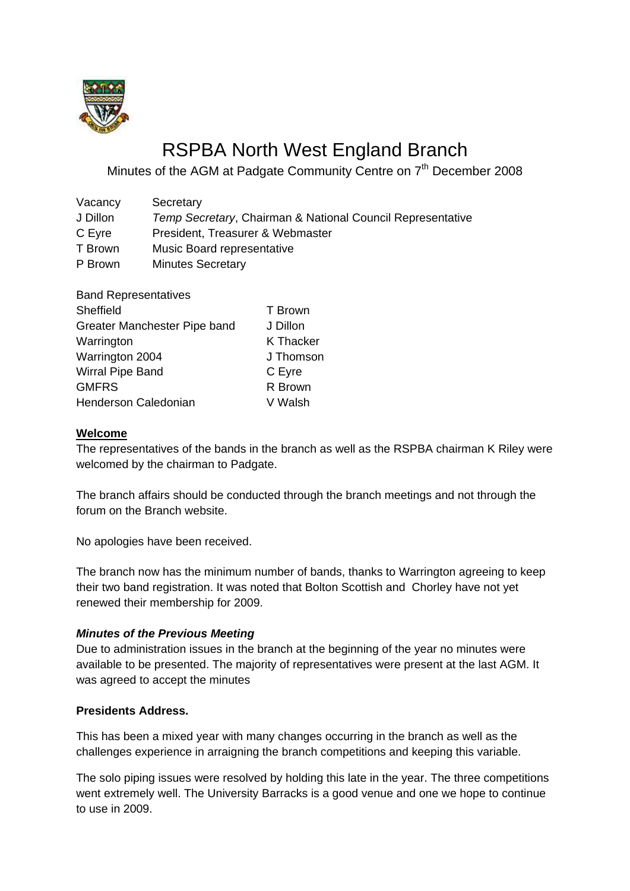# RSPBA North West England Branch

Minutes of the AGM at Padgate Community Centre on 7th December 2008

| | |
|---|---|
| Vacancy | Secretary |
| J Dillon | *Temp Secretary*, Chairman & National Council Representative |
| C Eyre | President, Treasurer & Webmaster |
| T Brown | Music Board representative |
| P Brown | Minutes Secretary |

| Band Representatives | |
|---|---|
| Sheffield | T Brown |
| Greater Manchester Pipe band | J Dillon |
| Warrington | K Thacker |
| Warrington 2004 | J Thomson |
| Wirral Pipe Band | C Eyre |
| GMFRS | R Brown |
| Henderson Caledonian | V Walsh |

**Welcome**

The representatives of the bands in the branch as well as the RSPBA chairman K Riley were welcomed by the chairman to Padgate.

The branch affairs should be conducted through the branch meetings and not through the forum on the Branch website.

No apologies have been received.

The branch now has the minimum number of bands, thanks to Warrington agreeing to keep their two band registration. It was noted that Bolton Scottish and Chorley have not yet renewed their membership for 2009.

***Minutes of the Previous Meeting***

Due to administration issues in the branch at the beginning of the year no minutes were available to be presented. The majority of representatives were present at the last AGM. It was agreed to accept the minutes

**Presidents Address.**

This has been a mixed year with many changes occurring in the branch as well as the challenges experience in arraigning the branch competitions and keeping this variable.

The solo piping issues were resolved by holding this late in the year. The three competitions went extremely well. The University Barracks is a good venue and one we hope to continue to use in 2009.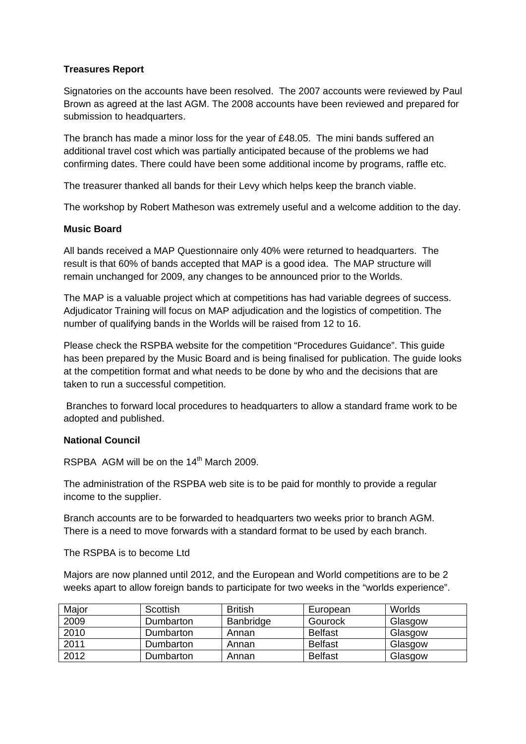**Treasures Report**

Signatories on the accounts have been resolved. The 2007 accounts were reviewed by Paul Brown as agreed at the last AGM. The 2008 accounts have been reviewed and prepared for submission to headquarters.

The branch has made a minor loss for the year of £48.05. The mini bands suffered an additional travel cost which was partially anticipated because of the problems we had confirming dates. There could have been some additional income by programs, raffle etc.

The treasurer thanked all bands for their Levy which helps keep the branch viable.

The workshop by Robert Matheson was extremely useful and a welcome addition to the day.

**Music Board**

All bands received a MAP Questionnaire only 40% were returned to headquarters. The result is that 60% of bands accepted that MAP is a good idea. The MAP structure will remain unchanged for 2009, any changes to be announced prior to the Worlds.

The MAP is a valuable project which at competitions has had variable degrees of success. Adjudicator Training will focus on MAP adjudication and the logistics of competition. The number of qualifying bands in the Worlds will be raised from 12 to 16.

Please check the RSPBA website for the competition "Procedures Guidance". This guide has been prepared by the Music Board and is being finalised for publication. The guide looks at the competition format and what needs to be done by who and the decisions that are taken to run a successful competition.

Branches to forward local procedures to headquarters to allow a standard frame work to be adopted and published.

**National Council**

RSPBA AGM will be on the 14th March 2009.

The administration of the RSPBA web site is to be paid for monthly to provide a regular income to the supplier.

Branch accounts are to be forwarded to headquarters two weeks prior to branch AGM. There is a need to move forwards with a standard format to be used by each branch.

The RSPBA is to become Ltd

Majors are now planned until 2012, and the European and World competitions are to be 2 weeks apart to allow foreign bands to participate for two weeks in the "worlds experience".

| Major | Scottish | British | European | Worlds |
|---|---|---|---|---|
| 2009 | Dumbarton | Banbridge | Gourock | Glasgow |
| 2010 | Dumbarton | Annan | Belfast | Glasgow |
| 2011 | Dumbarton | Annan | Belfast | Glasgow |
| 2012 | Dumbarton | Annan | Belfast | Glasgow |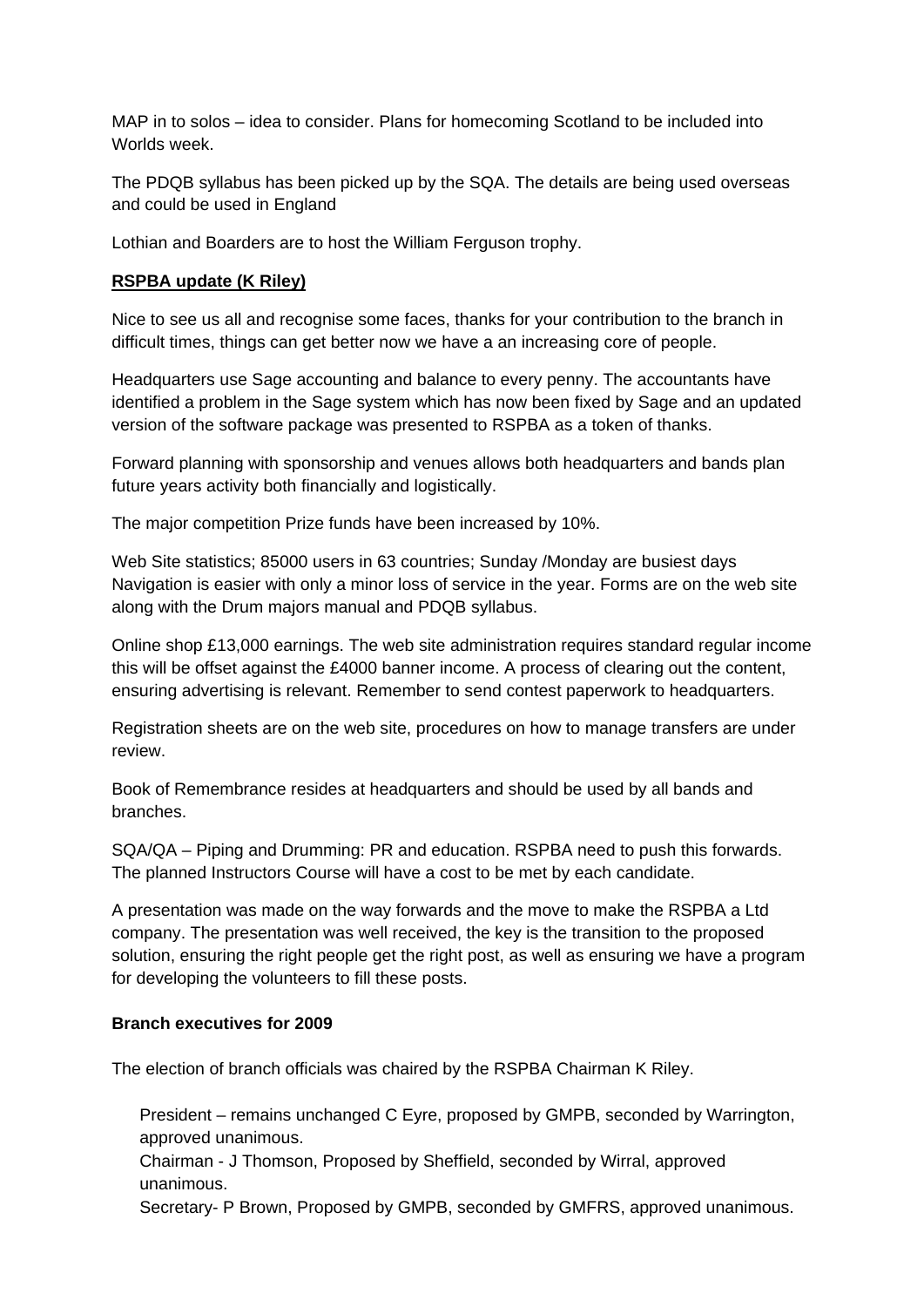MAP in to solos – idea to consider. Plans for homecoming Scotland to be included into Worlds week.

The PDQB syllabus has been picked up by the SQA. The details are being used overseas and could be used in England

Lothian and Boarders are to host the William Ferguson trophy.

**RSPBA update (K Riley)**

Nice to see us all and recognise some faces, thanks for your contribution to the branch in difficult times, things can get better now we have a an increasing core of people.

Headquarters use Sage accounting and balance to every penny. The accountants have identified a problem in the Sage system which has now been fixed by Sage and an updated version of the software package was presented to RSPBA as a token of thanks.

Forward planning with sponsorship and venues allows both headquarters and bands plan future years activity both financially and logistically.

The major competition Prize funds have been increased by 10%.

Web Site statistics; 85000 users in 63 countries; Sunday /Monday are busiest days Navigation is easier with only a minor loss of service in the year. Forms are on the web site along with the Drum majors manual and PDQB syllabus.

Online shop £13,000 earnings. The web site administration requires standard regular income this will be offset against the £4000 banner income. A process of clearing out the content, ensuring advertising is relevant. Remember to send contest paperwork to headquarters.

Registration sheets are on the web site, procedures on how to manage transfers are under review.

Book of Remembrance resides at headquarters and should be used by all bands and branches.

SQA/QA – Piping and Drumming: PR and education. RSPBA need to push this forwards. The planned Instructors Course will have a cost to be met by each candidate.

A presentation was made on the way forwards and the move to make the RSPBA a Ltd company. The presentation was well received, the key is the transition to the proposed solution, ensuring the right people get the right post, as well as ensuring we have a program for developing the volunteers to fill these posts.

**Branch executives for 2009**

The election of branch officials was chaired by the RSPBA Chairman K Riley.

President – remains unchanged C Eyre, proposed by GMPB, seconded by Warrington, approved unanimous.

Chairman - J Thomson, Proposed by Sheffield, seconded by Wirral, approved unanimous.

Secretary- P Brown, Proposed by GMPB, seconded by GMFRS, approved unanimous.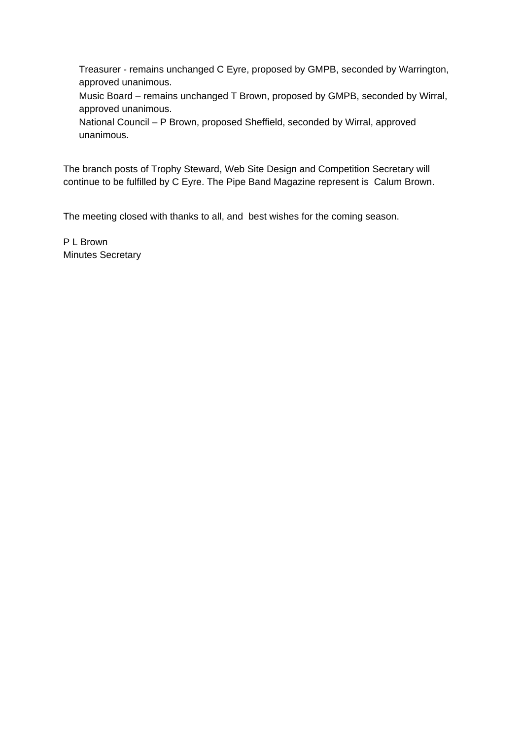Treasurer - remains unchanged C Eyre, proposed by GMPB, seconded by Warrington, approved unanimous.

Music Board – remains unchanged T Brown, proposed by GMPB, seconded by Wirral, approved unanimous.

National Council – P Brown, proposed Sheffield, seconded by Wirral, approved unanimous.

The branch posts of Trophy Steward, Web Site Design and Competition Secretary will continue to be fulfilled by C Eyre. The Pipe Band Magazine represent is  Calum Brown.

The meeting closed with thanks to all, and  best wishes for the coming season.

P L Brown  
Minutes Secretary